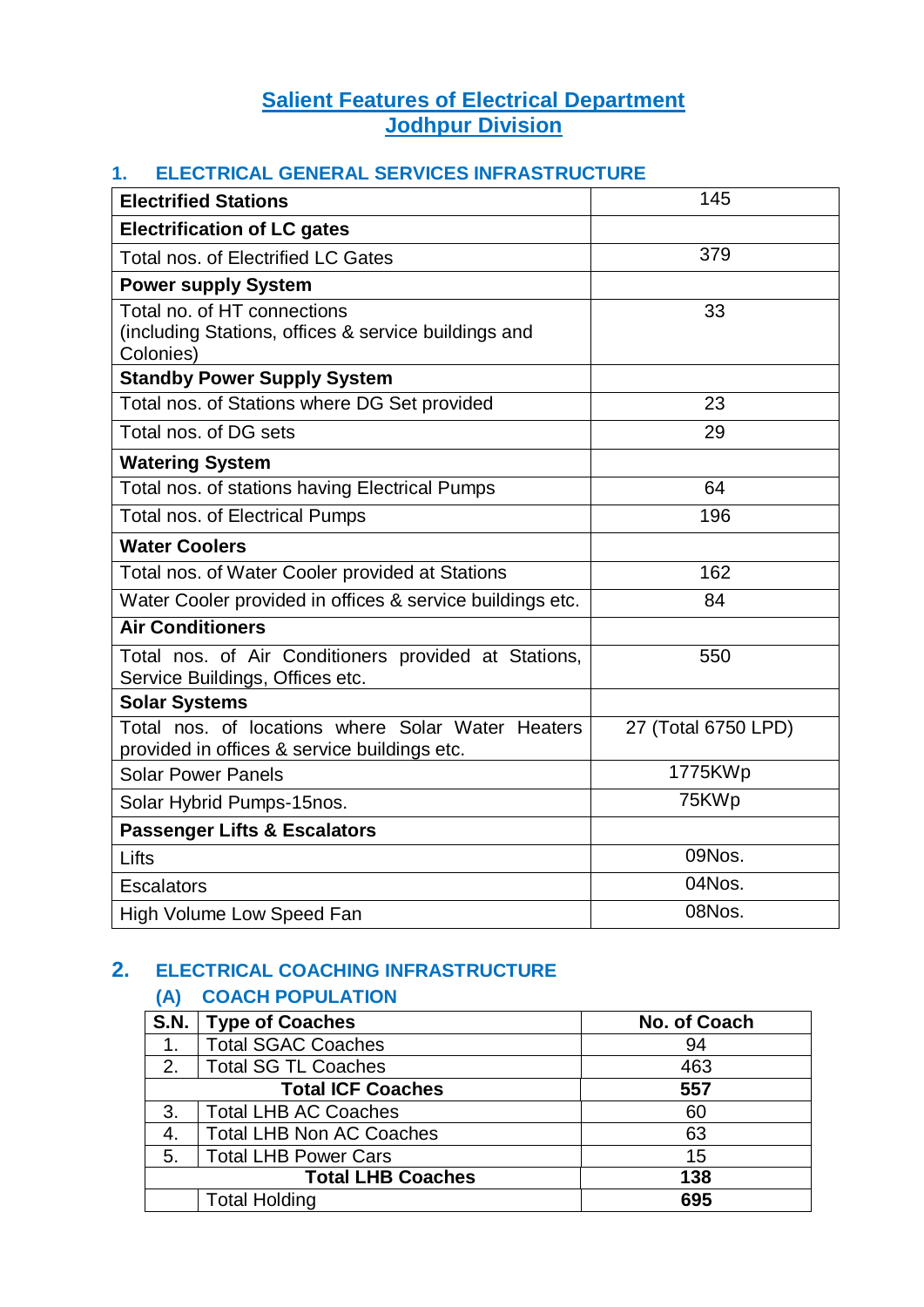# Salient Features of Electrical Department
# Jodhpur Division

## 1. ELECTRICAL GENERAL SERVICES INFRASTRUCTURE

| **Electrified Stations** | 145 |
|---|---|
| **Electrification of LC gates** | |
| Total nos. of Electrified LC Gates | 379 |
| **Power supply System** | |
| Total no. of HT connections (including Stations, offices & service buildings and Colonies) | 33 |
| **Standby Power Supply System** | |
| Total nos. of Stations where DG Set provided | 23 |
| Total nos. of DG sets | 29 |
| **Watering System** | |
| Total nos. of stations having Electrical Pumps | 64 |
| Total nos. of Electrical Pumps | 196 |
| **Water Coolers** | |
| Total nos. of Water Cooler provided at Stations | 162 |
| Water Cooler provided in offices & service buildings etc. | 84 |
| **Air Conditioners** | |
| Total nos. of Air Conditioners provided at Stations, Service Buildings, Offices etc. | 550 |
| **Solar Systems** | |
| Total nos. of locations where Solar Water Heaters provided in offices & service buildings etc. | 27 (Total 6750 LPD) |
| Solar Power Panels | 1775KWp |
| Solar Hybrid Pumps-15nos. | 75KWp |
| **Passenger Lifts & Escalators** | |
| Lifts | 09Nos. |
| Escalators | 04Nos. |
| High Volume Low Speed Fan | 08Nos. |

## 2. ELECTRICAL COACHING INFRASTRUCTURE

### (A) COACH POPULATION

| S.N. | Type of Coaches | No. of Coach |
|---|---|---|
| 1. | Total SGAC Coaches | 94 |
| 2. | Total SG TL Coaches | 463 |
| | **Total ICF Coaches** | **557** |
| 3. | Total LHB AC Coaches | 60 |
| 4. | Total LHB Non AC Coaches | 63 |
| 5. | Total LHB Power Cars | 15 |
| | **Total LHB Coaches** | **138** |
| | Total Holding | **695** |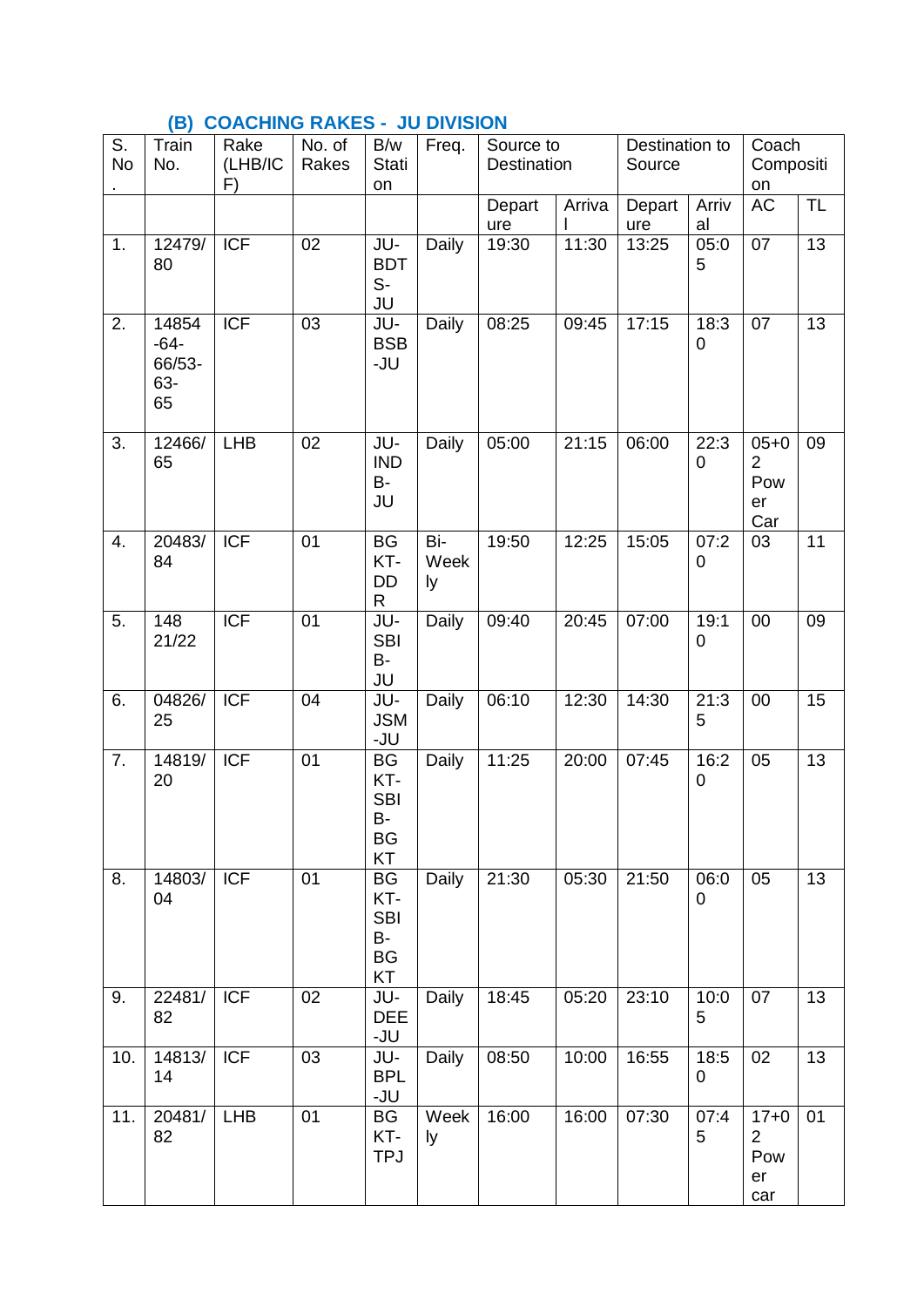### (B) COACHING RAKES - JU DIVISION

| S. No. | Train No. | Rake (LHB/ICF) | No. of Rakes | B/w Station | Freq. | Source to Destination | | Destination to Source | | Coach Composition | |
|---|---|---|---|---|---|---|---|---|---|---|---|
| | | | | | | Departure | Arrival | Departure | Arrival | AC | TL |
| 1. | 12479/80 | ICF | 02 | JU-BDTS-JU | Daily | 19:30 | 11:30 | 13:25 | 05:05 | 07 | 13 |
| 2. | 14854-64-66/53-63-65 | ICF | 03 | JU-BSB-JU | Daily | 08:25 | 09:45 | 17:15 | 18:30 | 07 | 13 |
| 3. | 12466/65 | LHB | 02 | JU-INDB-JU | Daily | 05:00 | 21:15 | 06:00 | 22:30 | 05+02 Power Car | 09 |
| 4. | 20483/84 | ICF | 01 | BGKT-DDR | Bi-Weekly | 19:50 | 12:25 | 15:05 | 07:20 | 03 | 11 |
| 5. | 148 21/22 | ICF | 01 | JU-SBIB-JU | Daily | 09:40 | 20:45 | 07:00 | 19:10 | 00 | 09 |
| 6. | 04826/25 | ICF | 04 | JU-JSM-JU | Daily | 06:10 | 12:30 | 14:30 | 21:35 | 00 | 15 |
| 7. | 14819/20 | ICF | 01 | BGKT-SBIB-BGKT | Daily | 11:25 | 20:00 | 07:45 | 16:20 | 05 | 13 |
| 8. | 14803/04 | ICF | 01 | BGKT-SBIB-BGKT | Daily | 21:30 | 05:30 | 21:50 | 06:00 | 05 | 13 |
| 9. | 22481/82 | ICF | 02 | JU-DEE-JU | Daily | 18:45 | 05:20 | 23:10 | 10:05 | 07 | 13 |
| 10. | 14813/14 | ICF | 03 | JU-BPL-JU | Daily | 08:50 | 10:00 | 16:55 | 18:50 | 02 | 13 |
| 11. | 20481/82 | LHB | 01 | BGKT-TPJ | Weekly | 16:00 | 16:00 | 07:30 | 07:45 | 17+02 Power car | 01 |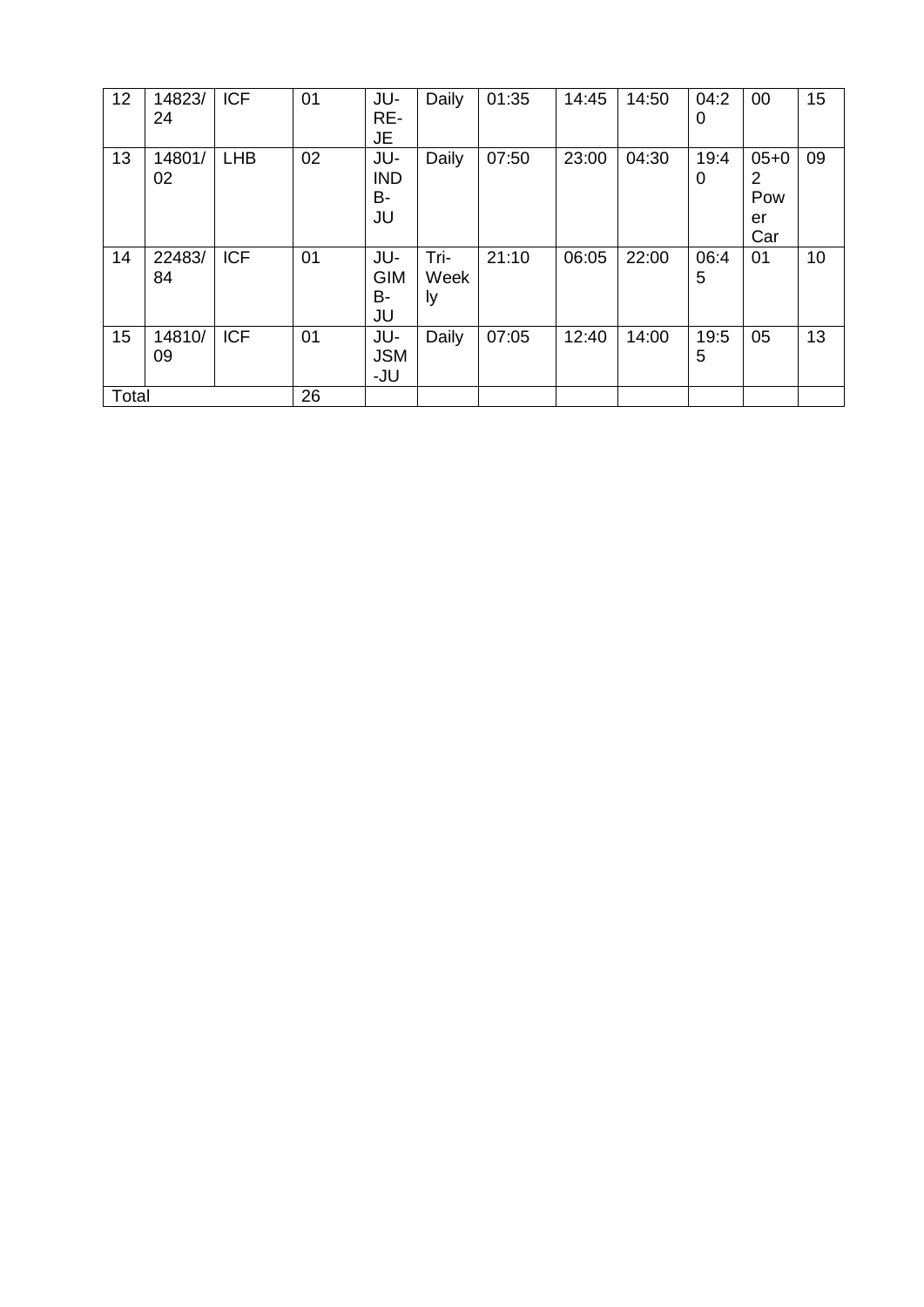| | | | | | | | | | | | |
|---|---|---|---|---|---|---|---|---|---|---|---|
| 12 | 14823/24 | ICF | 01 | JU-RE-JE | Daily | 01:35 | 14:45 | 14:50 | 04:20 | 00 | 15 |
| 13 | 14801/02 | LHB | 02 | JU-INDB-JU | Daily | 07:50 | 23:00 | 04:30 | 19:40 | 05+02 Power Car | 09 |
| 14 | 22483/84 | ICF | 01 | JU-GIMB-JU | Tri-Weekly | 21:10 | 06:05 | 22:00 | 06:45 | 01 | 10 |
| 15 | 14810/09 | ICF | 01 | JU-JSM-JU | Daily | 07:05 | 12:40 | 14:00 | 19:55 | 05 | 13 |
| Total | | | 26 | | | | | | | | |